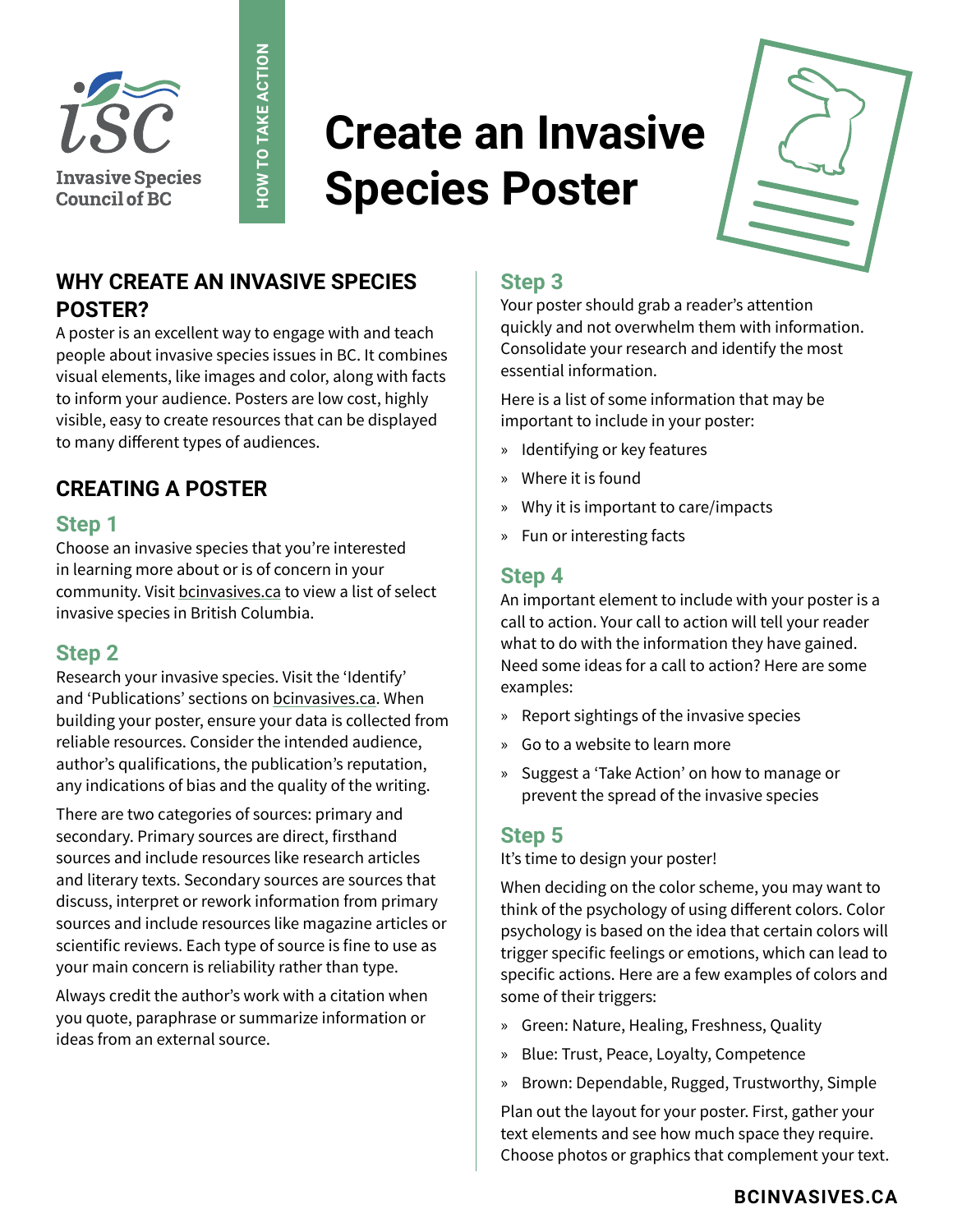Invasive Species Council of BC

HOW TO TAKE ACTION

# Create an Invasive Species Poster

## WHY CREATE AN INVASIVE SPECIES POSTER?

A poster is an excellent way to engage with and teach people about invasive species issues in BC. It combines visual elements, like images and color, along with facts to inform your audience. Posters are low cost, highly visible, easy to create resources that can be displayed to many different types of audiences.

## CREATING A POSTER

### Step 1

Choose an invasive species that you're interested in learning more about or is of concern in your community. Visit bcinvasives.ca to view a list of select invasive species in British Columbia.

### Step 2

Research your invasive species. Visit the 'Identify' and 'Publications' sections on bcinvasives.ca. When building your poster, ensure your data is collected from reliable resources. Consider the intended audience, author's qualifications, the publication's reputation, any indications of bias and the quality of the writing.

There are two categories of sources: primary and secondary. Primary sources are direct, firsthand sources and include resources like research articles and literary texts. Secondary sources are sources that discuss, interpret or rework information from primary sources and include resources like magazine articles or scientific reviews. Each type of source is fine to use as your main concern is reliability rather than type.

Always credit the author's work with a citation when you quote, paraphrase or summarize information or ideas from an external source.

### Step 3

Your poster should grab a reader's attention quickly and not overwhelm them with information. Consolidate your research and identify the most essential information.

Here is a list of some information that may be important to include in your poster:

- Identifying or key features
- Where it is found
- Why it is important to care/impacts
- Fun or interesting facts

### Step 4

An important element to include with your poster is a call to action. Your call to action will tell your reader what to do with the information they have gained. Need some ideas for a call to action? Here are some examples:

- Report sightings of the invasive species
- Go to a website to learn more
- Suggest a 'Take Action' on how to manage or prevent the spread of the invasive species

### Step 5

It's time to design your poster!

When deciding on the color scheme, you may want to think of the psychology of using different colors. Color psychology is based on the idea that certain colors will trigger specific feelings or emotions, which can lead to specific actions. Here are a few examples of colors and some of their triggers:

- Green: Nature, Healing, Freshness, Quality
- Blue: Trust, Peace, Loyalty, Competence
- Brown: Dependable, Rugged, Trustworthy, Simple

Plan out the layout for your poster. First, gather your text elements and see how much space they require. Choose photos or graphics that complement your text.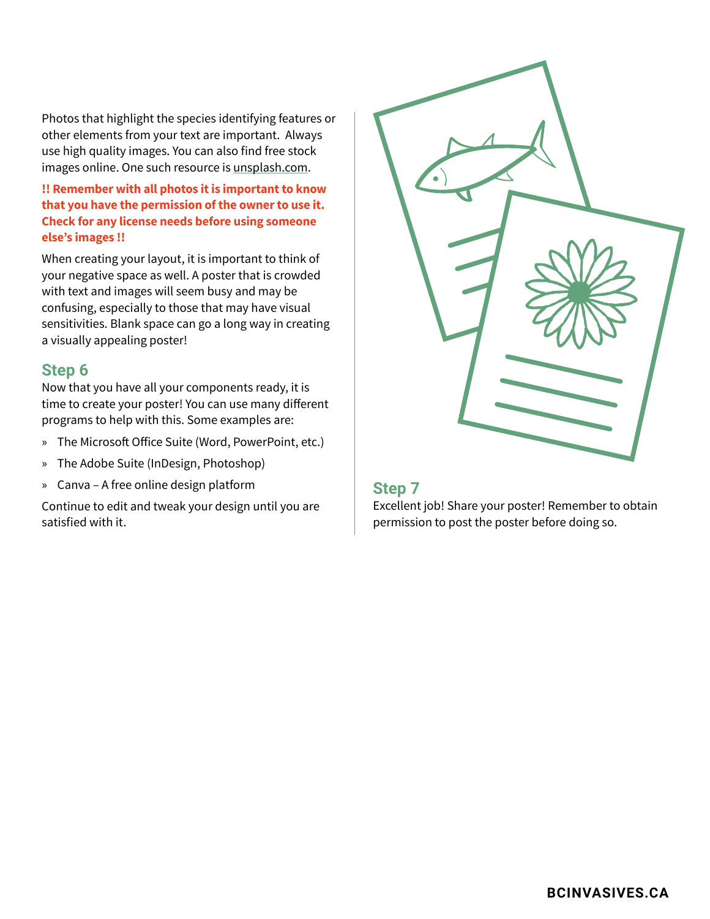Photos that highlight the species identifying features or other elements from your text are important. Always use high quality images. You can also find free stock images online. One such resource is unsplash.com.

**!! Remember with all photos it is important to know that you have the permission of the owner to use it. Check for any license needs before using someone else's images !!**

When creating your layout, it is important to think of your negative space as well. A poster that is crowded with text and images will seem busy and may be confusing, especially to those that may have visual sensitivities. Blank space can go a long way in creating a visually appealing poster!

## Step 6

Now that you have all your components ready, it is time to create your poster! You can use many different programs to help with this. Some examples are:

- The Microsoft Office Suite (Word, PowerPoint, etc.)
- The Adobe Suite (InDesign, Photoshop)
- Canva – A free online design platform

Continue to edit and tweak your design until you are satisfied with it.

## Step 7

Excellent job! Share your poster! Remember to obtain permission to post the poster before doing so.